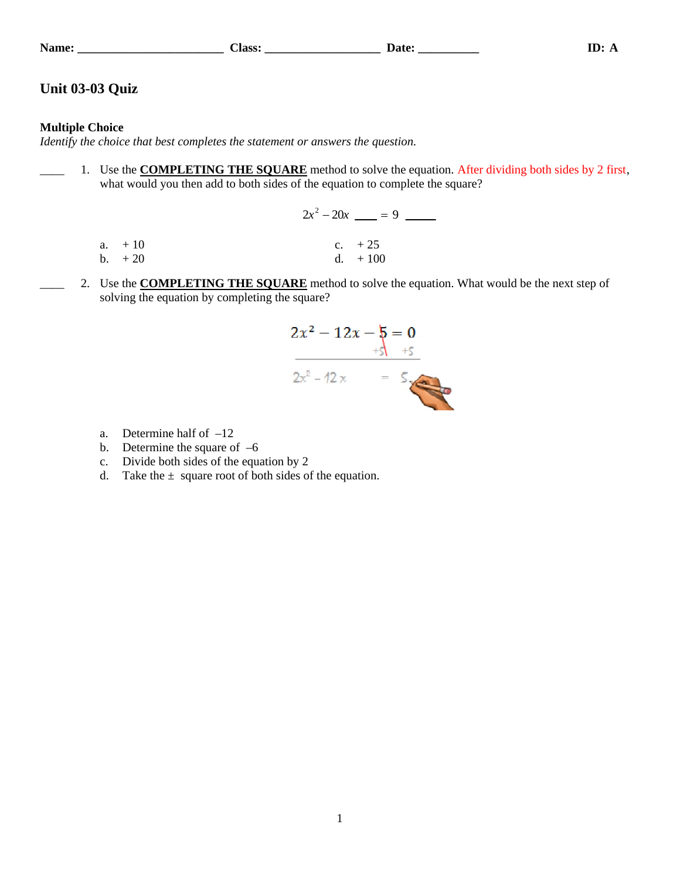Name: ________________________ Class: ___________________ Date: __________ ID: A

# Unit 03-03 Quiz

### Multiple Choice

*Identify the choice that best completes the statement or answers the question.*

____ 1. Use the **COMPLETING THE SQUARE** method to solve the equation. After dividing both sides by 2 first, what would you then add to both sides of the equation to complete the square?

$$2x^2 - 20x \ \_\_\_\_ = 9 \ \_\_\_\_\_$$

a. + 10
b. + 20
c. + 25
d. + 100

____ 2. Use the **COMPLETING THE SQUARE** method to solve the equation. What would be the next step of solving the equation by completing the square?

$$2x^2 - 12x - 5 = 0$$
$$+5 \quad +5$$
$$2x^2 - 12x \quad = 5$$

a. Determine half of $-12$
b. Determine the square of $-6$
c. Divide both sides of the equation by 2
d. Take the $\pm$ square root of both sides of the equation.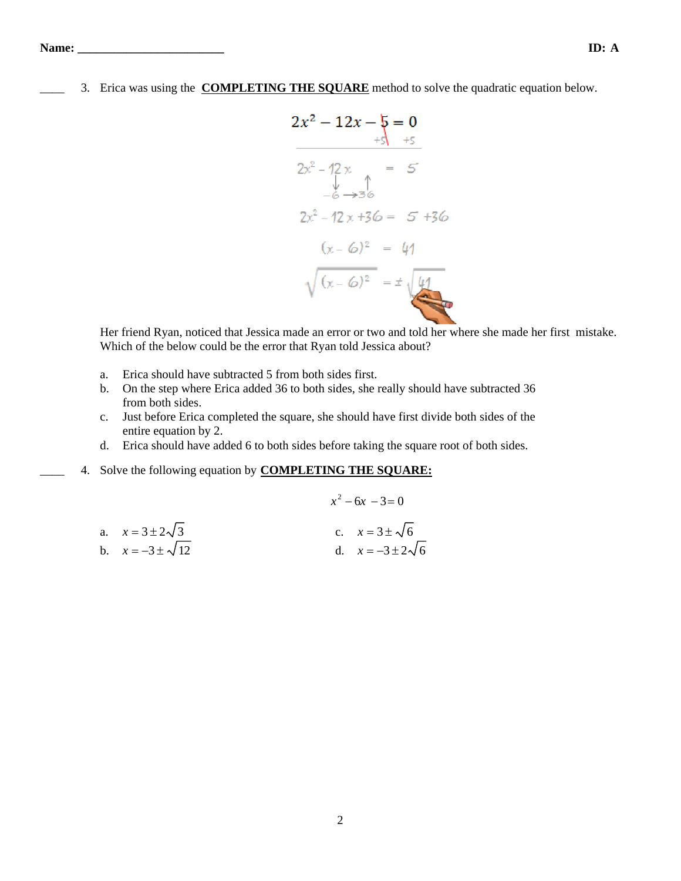Name: ________________________ ID: A

____ 3. Erica was using the **COMPLETING THE SQUARE** method to solve the quadratic equation below.

$$2x^2 - 12x - 5 = 0$$

$$+5 \quad +5$$

$$2x^2 - 12x = 5$$

$$-6 \rightarrow 36$$

$$2x^2 - 12x + 36 = 5 + 36$$

$$(x-6)^2 = 41$$

$$\sqrt{(x-6)^2} = \pm\sqrt{41}$$

Her friend Ryan, noticed that Jessica made an error or two and told her where she made her first mistake. Which of the below could be the error that Ryan told Jessica about?

a. Erica should have subtracted 5 from both sides first.
b. On the step where Erica added 36 to both sides, she really should have subtracted 36 from both sides.
c. Just before Erica completed the square, she should have first divide both sides of the entire equation by 2.
d. Erica should have added 6 to both sides before taking the square root of both sides.

____ 4. Solve the following equation by **COMPLETING THE SQUARE:**

$$x^2 - 6x - 3 = 0$$

a. $x = 3 \pm 2\sqrt{3}$
b. $x = -3 \pm \sqrt{12}$
c. $x = 3 \pm \sqrt{6}$
d. $x = -3 \pm 2\sqrt{6}$